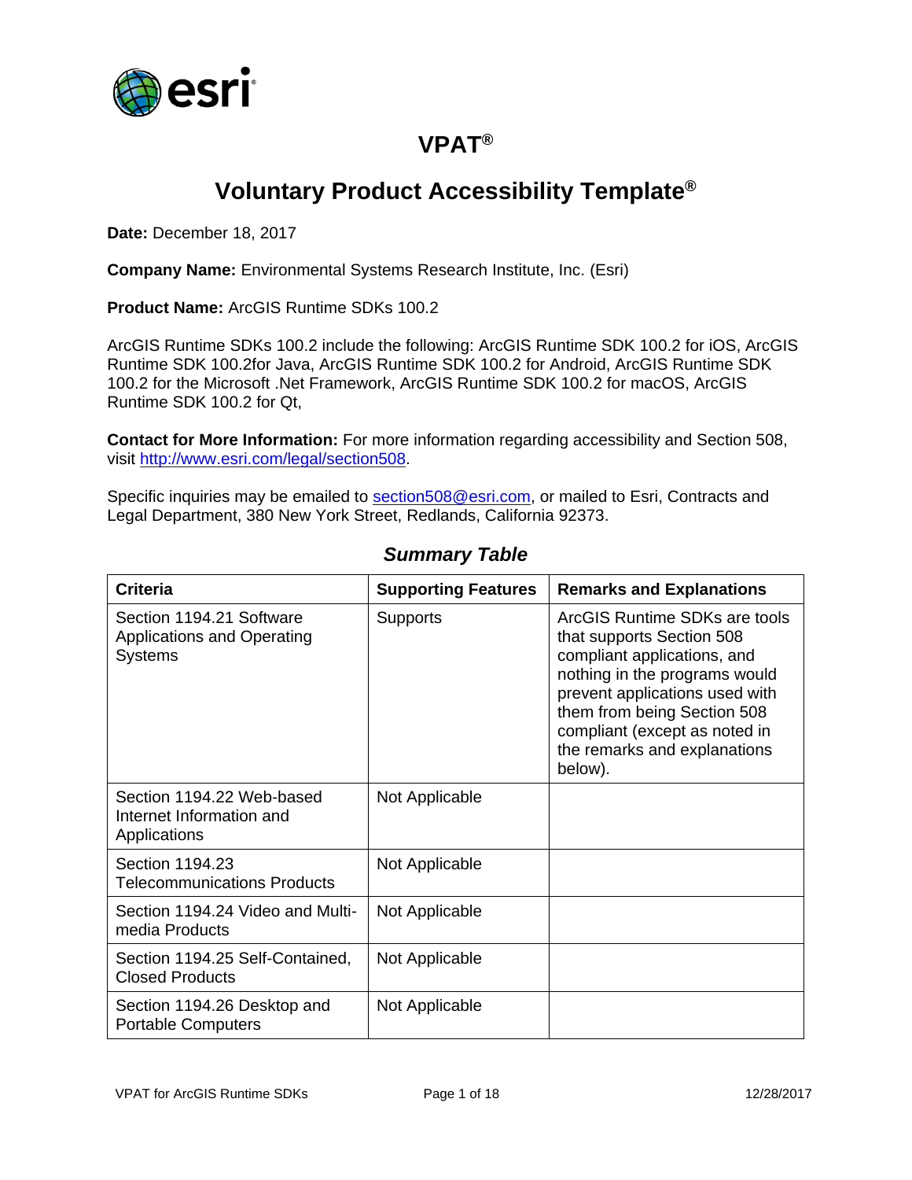# VPAT®

## Voluntary Product Accessibility Template®

**Date:** December 18, 2017

**Company Name:** Environmental Systems Research Institute, Inc. (Esri)

**Product Name:** ArcGIS Runtime SDKs 100.2

ArcGIS Runtime SDKs 100.2 include the following: ArcGIS Runtime SDK 100.2 for iOS, ArcGIS Runtime SDK 100.2for Java, ArcGIS Runtime SDK 100.2 for Android, ArcGIS Runtime SDK 100.2 for the Microsoft .Net Framework, ArcGIS Runtime SDK 100.2 for macOS, ArcGIS Runtime SDK 100.2 for Qt,

**Contact for More Information:** For more information regarding accessibility and Section 508, visit http://www.esri.com/legal/section508.

Specific inquiries may be emailed to section508@esri.com, or mailed to Esri, Contracts and Legal Department, 380 New York Street, Redlands, California 92373.

### *Summary Table*

| Criteria | Supporting Features | Remarks and Explanations |
|---|---|---|
| Section 1194.21 Software Applications and Operating Systems | Supports | ArcGIS Runtime SDKs are tools that supports Section 508 compliant applications, and nothing in the programs would prevent applications used with them from being Section 508 compliant (except as noted in the remarks and explanations below). |
| Section 1194.22 Web-based Internet Information and Applications | Not Applicable | |
| Section 1194.23 Telecommunications Products | Not Applicable | |
| Section 1194.24 Video and Multi-media Products | Not Applicable | |
| Section 1194.25 Self-Contained, Closed Products | Not Applicable | |
| Section 1194.26 Desktop and Portable Computers | Not Applicable | |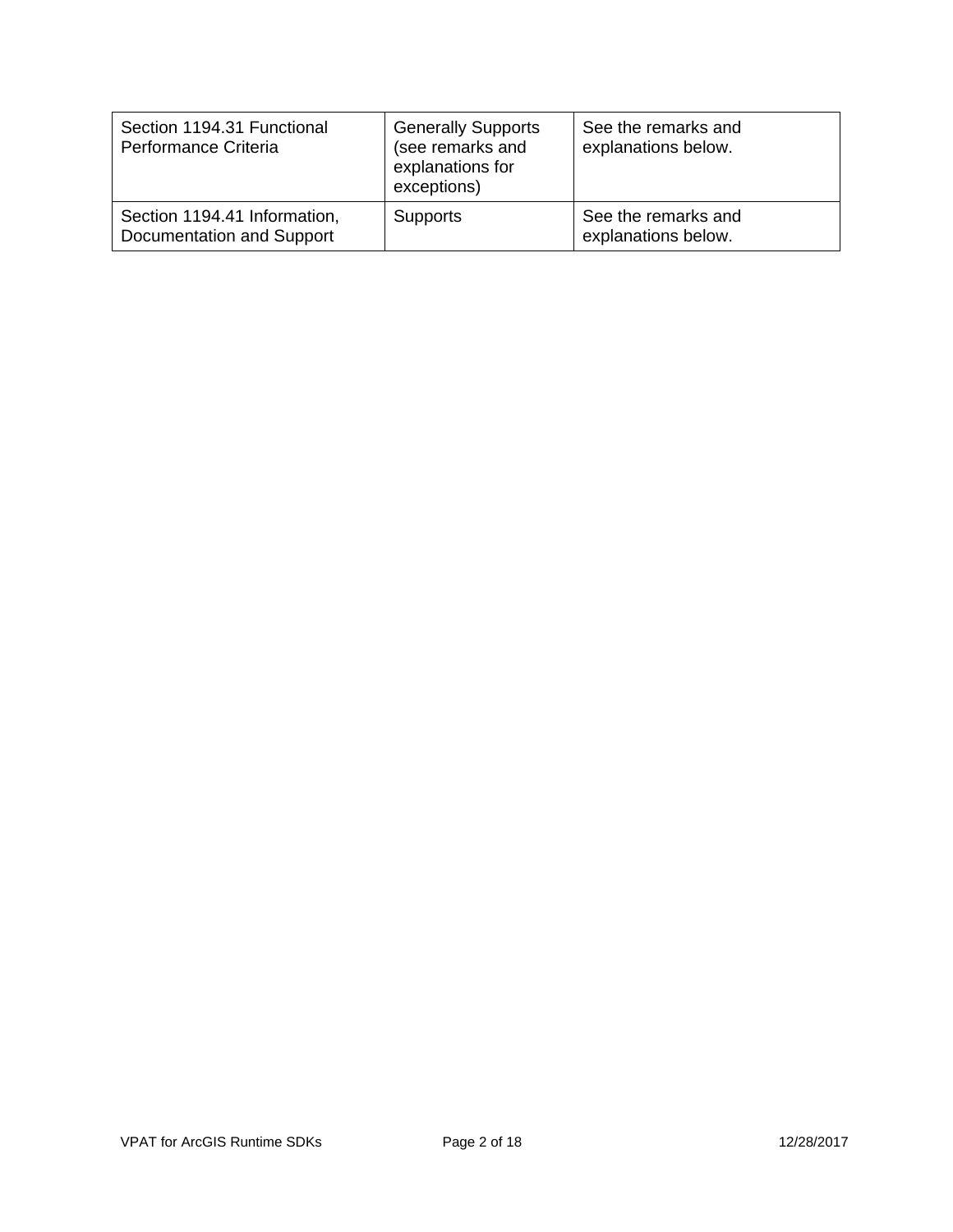| Section 1194.31 Functional Performance Criteria | Generally Supports (see remarks and explanations for exceptions) | See the remarks and explanations below. |
|---|---|---|
| Section 1194.41 Information, Documentation and Support | Supports | See the remarks and explanations below. |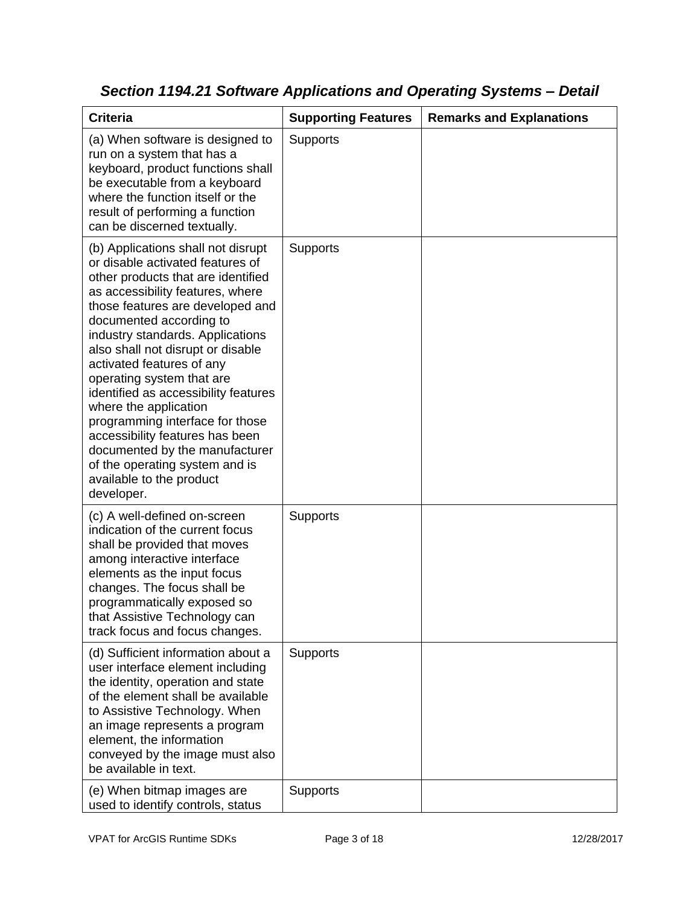### *Section 1194.21 Software Applications and Operating Systems – Detail*

| Criteria | Supporting Features | Remarks and Explanations |
| --- | --- | --- |
| (a) When software is designed to run on a system that has a keyboard, product functions shall be executable from a keyboard where the function itself or the result of performing a function can be discerned textually. | Supports | |
| (b) Applications shall not disrupt or disable activated features of other products that are identified as accessibility features, where those features are developed and documented according to industry standards. Applications also shall not disrupt or disable activated features of any operating system that are identified as accessibility features where the application programming interface for those accessibility features has been documented by the manufacturer of the operating system and is available to the product developer. | Supports | |
| (c) A well-defined on-screen indication of the current focus shall be provided that moves among interactive interface elements as the input focus changes. The focus shall be programmatically exposed so that Assistive Technology can track focus and focus changes. | Supports | |
| (d) Sufficient information about a user interface element including the identity, operation and state of the element shall be available to Assistive Technology. When an image represents a program element, the information conveyed by the image must also be available in text. | Supports | |
| (e) When bitmap images are used to identify controls, status | Supports | |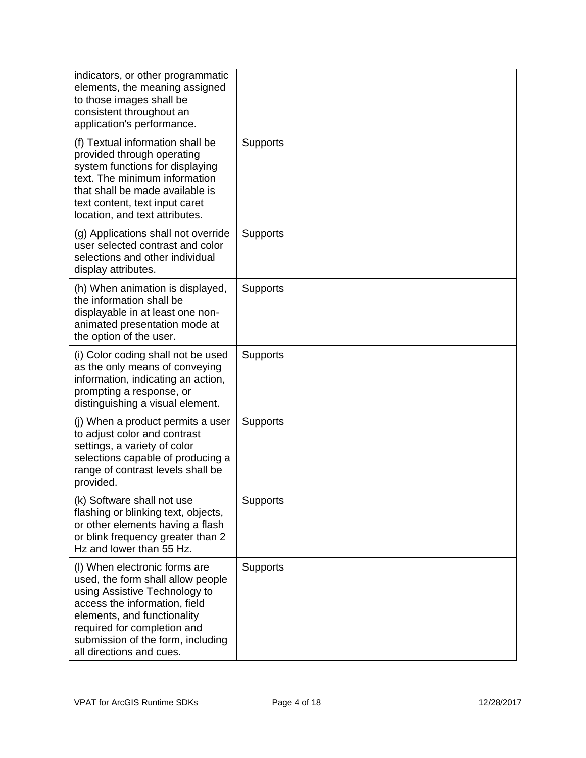| | | |
|---|---|---|
| indicators, or other programmatic elements, the meaning assigned to those images shall be consistent throughout an application's performance. | | |
| (f) Textual information shall be provided through operating system functions for displaying text. The minimum information that shall be made available is text content, text input caret location, and text attributes. | Supports | |
| (g) Applications shall not override user selected contrast and color selections and other individual display attributes. | Supports | |
| (h) When animation is displayed, the information shall be displayable in at least one non-animated presentation mode at the option of the user. | Supports | |
| (i) Color coding shall not be used as the only means of conveying information, indicating an action, prompting a response, or distinguishing a visual element. | Supports | |
| (j) When a product permits a user to adjust color and contrast settings, a variety of color selections capable of producing a range of contrast levels shall be provided. | Supports | |
| (k) Software shall not use flashing or blinking text, objects, or other elements having a flash or blink frequency greater than 2 Hz and lower than 55 Hz. | Supports | |
| (l) When electronic forms are used, the form shall allow people using Assistive Technology to access the information, field elements, and functionality required for completion and submission of the form, including all directions and cues. | Supports | |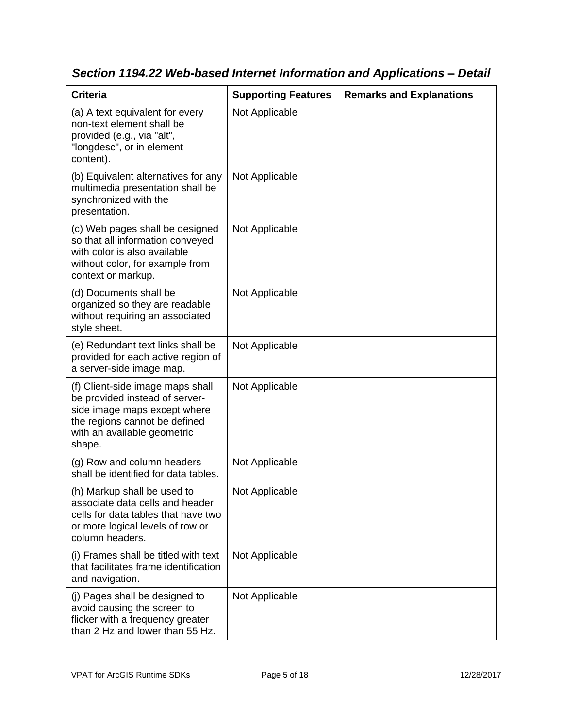### *Section 1194.22 Web-based Internet Information and Applications – Detail*

| Criteria | Supporting Features | Remarks and Explanations |
|---|---|---|
| (a) A text equivalent for every non-text element shall be provided (e.g., via "alt", "longdesc", or in element content). | Not Applicable | |
| (b) Equivalent alternatives for any multimedia presentation shall be synchronized with the presentation. | Not Applicable | |
| (c) Web pages shall be designed so that all information conveyed with color is also available without color, for example from context or markup. | Not Applicable | |
| (d) Documents shall be organized so they are readable without requiring an associated style sheet. | Not Applicable | |
| (e) Redundant text links shall be provided for each active region of a server-side image map. | Not Applicable | |
| (f) Client-side image maps shall be provided instead of server-side image maps except where the regions cannot be defined with an available geometric shape. | Not Applicable | |
| (g) Row and column headers shall be identified for data tables. | Not Applicable | |
| (h) Markup shall be used to associate data cells and header cells for data tables that have two or more logical levels of row or column headers. | Not Applicable | |
| (i) Frames shall be titled with text that facilitates frame identification and navigation. | Not Applicable | |
| (j) Pages shall be designed to avoid causing the screen to flicker with a frequency greater than 2 Hz and lower than 55 Hz. | Not Applicable | |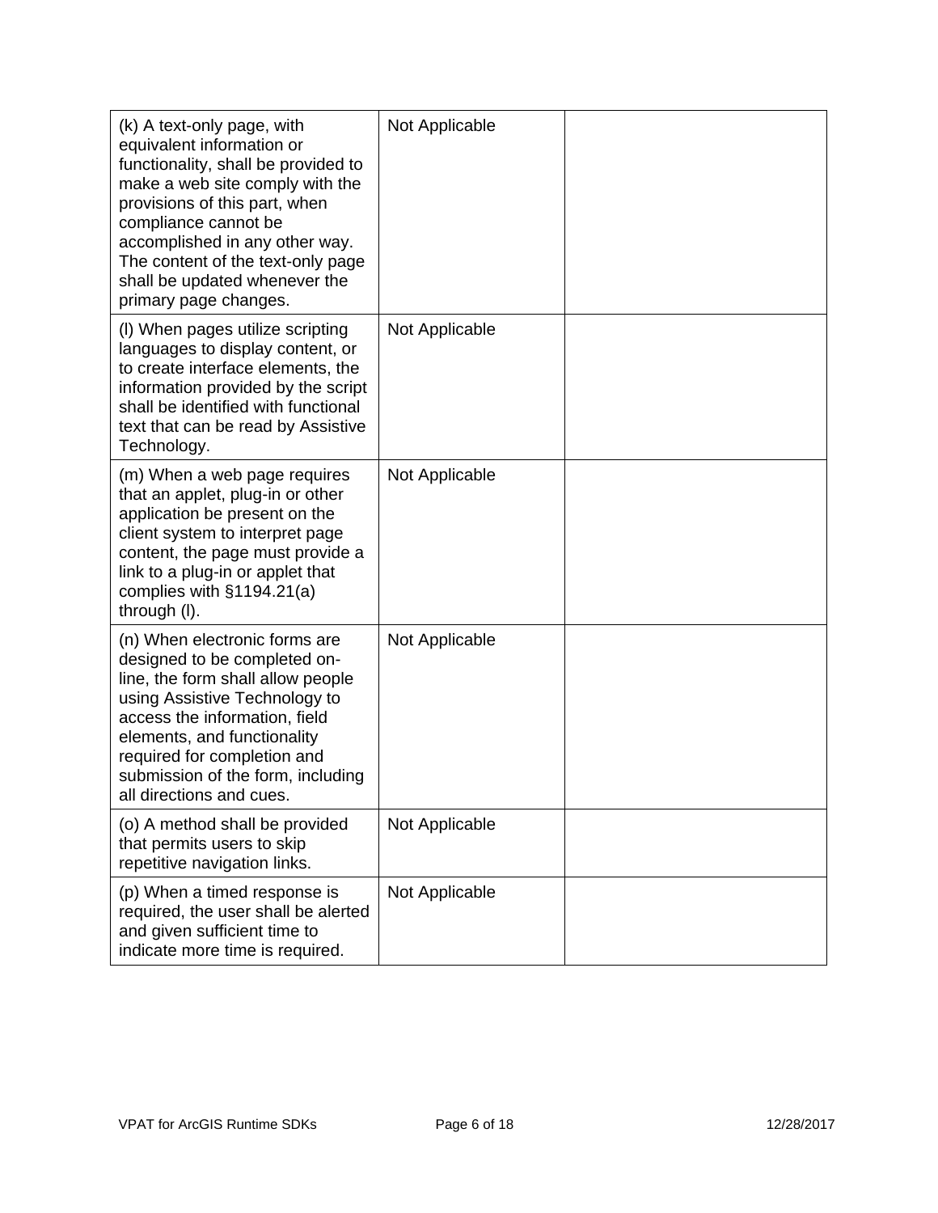| | | |
|---|---|---|
| (k) A text-only page, with equivalent information or functionality, shall be provided to make a web site comply with the provisions of this part, when compliance cannot be accomplished in any other way. The content of the text-only page shall be updated whenever the primary page changes. | Not Applicable | |
| (l) When pages utilize scripting languages to display content, or to create interface elements, the information provided by the script shall be identified with functional text that can be read by Assistive Technology. | Not Applicable | |
| (m) When a web page requires that an applet, plug-in or other application be present on the client system to interpret page content, the page must provide a link to a plug-in or applet that complies with §1194.21(a) through (l). | Not Applicable | |
| (n) When electronic forms are designed to be completed on-line, the form shall allow people using Assistive Technology to access the information, field elements, and functionality required for completion and submission of the form, including all directions and cues. | Not Applicable | |
| (o) A method shall be provided that permits users to skip repetitive navigation links. | Not Applicable | |
| (p) When a timed response is required, the user shall be alerted and given sufficient time to indicate more time is required. | Not Applicable | |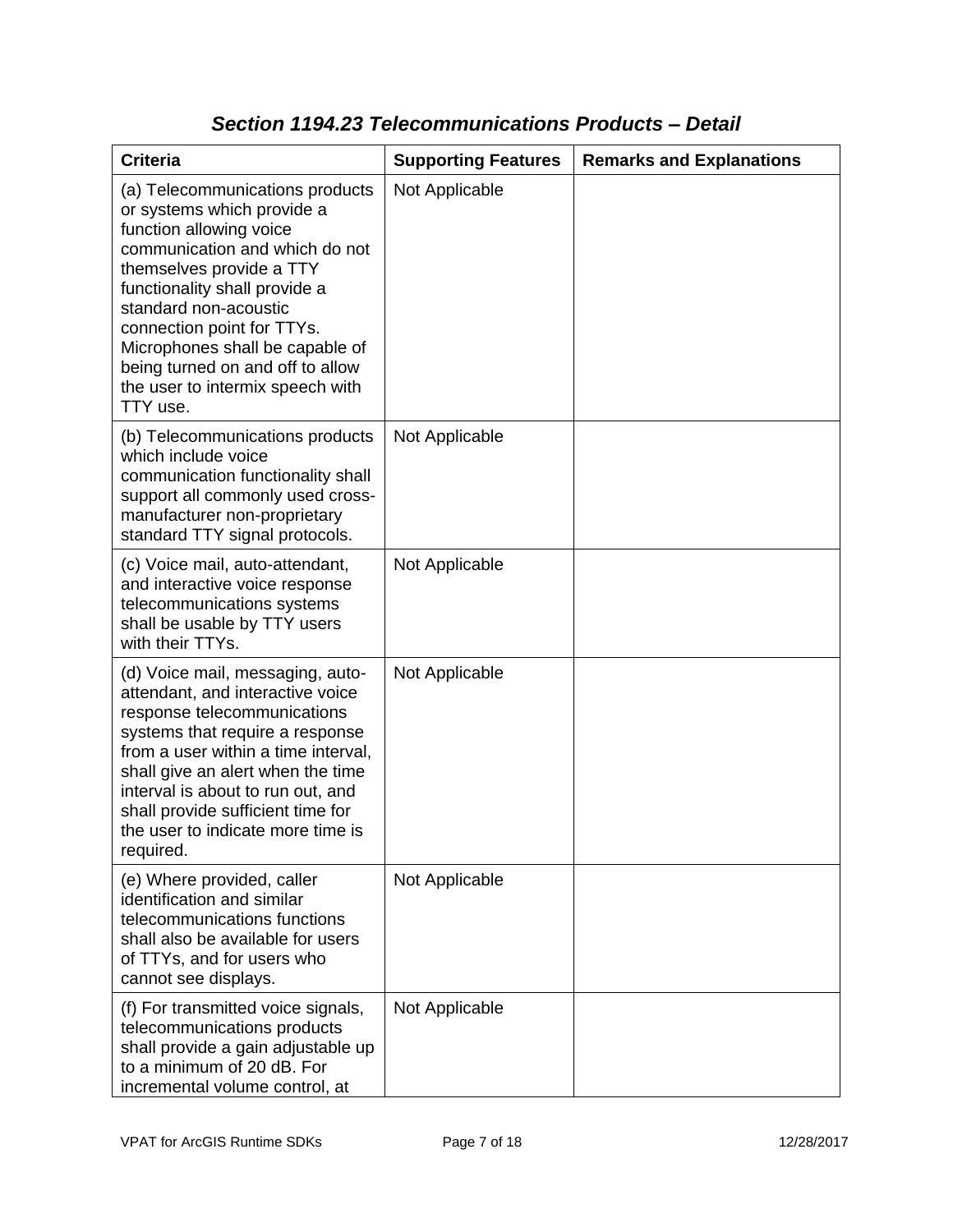### *Section 1194.23 Telecommunications Products – Detail*

| Criteria | Supporting Features | Remarks and Explanations |
| --- | --- | --- |
| (a) Telecommunications products or systems which provide a function allowing voice communication and which do not themselves provide a TTY functionality shall provide a standard non-acoustic connection point for TTYs. Microphones shall be capable of being turned on and off to allow the user to intermix speech with TTY use. | Not Applicable | |
| (b) Telecommunications products which include voice communication functionality shall support all commonly used cross-manufacturer non-proprietary standard TTY signal protocols. | Not Applicable | |
| (c) Voice mail, auto-attendant, and interactive voice response telecommunications systems shall be usable by TTY users with their TTYs. | Not Applicable | |
| (d) Voice mail, messaging, auto-attendant, and interactive voice response telecommunications systems that require a response from a user within a time interval, shall give an alert when the time interval is about to run out, and shall provide sufficient time for the user to indicate more time is required. | Not Applicable | |
| (e) Where provided, caller identification and similar telecommunications functions shall also be available for users of TTYs, and for users who cannot see displays. | Not Applicable | |
| (f) For transmitted voice signals, telecommunications products shall provide a gain adjustable up to a minimum of 20 dB. For incremental volume control, at | Not Applicable | |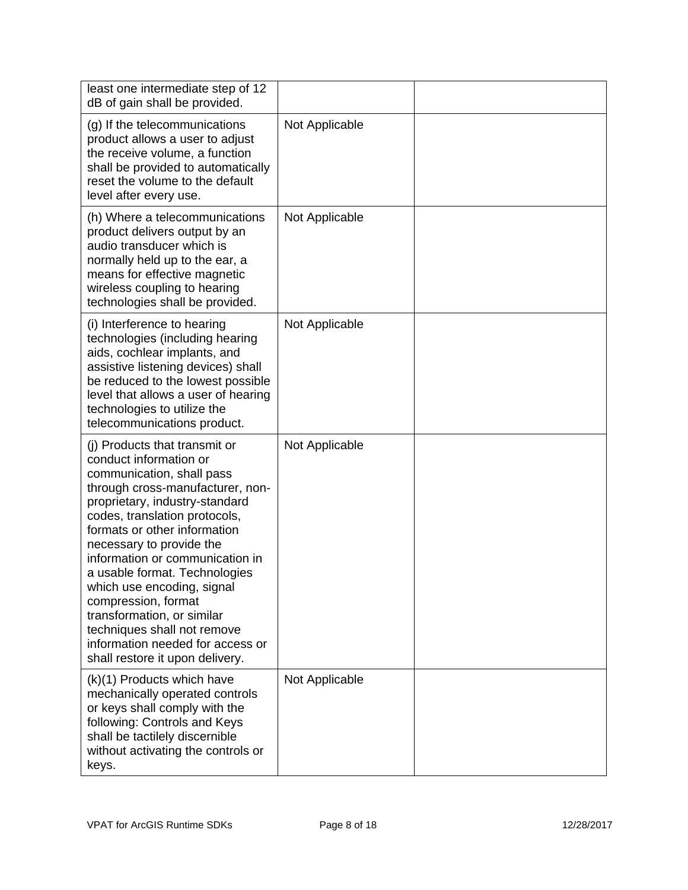| | | |
|---|---|---|
| least one intermediate step of 12 dB of gain shall be provided. | | |
| (g) If the telecommunications product allows a user to adjust the receive volume, a function shall be provided to automatically reset the volume to the default level after every use. | Not Applicable | |
| (h) Where a telecommunications product delivers output by an audio transducer which is normally held up to the ear, a means for effective magnetic wireless coupling to hearing technologies shall be provided. | Not Applicable | |
| (i) Interference to hearing technologies (including hearing aids, cochlear implants, and assistive listening devices) shall be reduced to the lowest possible level that allows a user of hearing technologies to utilize the telecommunications product. | Not Applicable | |
| (j) Products that transmit or conduct information or communication, shall pass through cross-manufacturer, non-proprietary, industry-standard codes, translation protocols, formats or other information necessary to provide the information or communication in a usable format. Technologies which use encoding, signal compression, format transformation, or similar techniques shall not remove information needed for access or shall restore it upon delivery. | Not Applicable | |
| (k)(1) Products which have mechanically operated controls or keys shall comply with the following: Controls and Keys shall be tactilely discernible without activating the controls or keys. | Not Applicable | |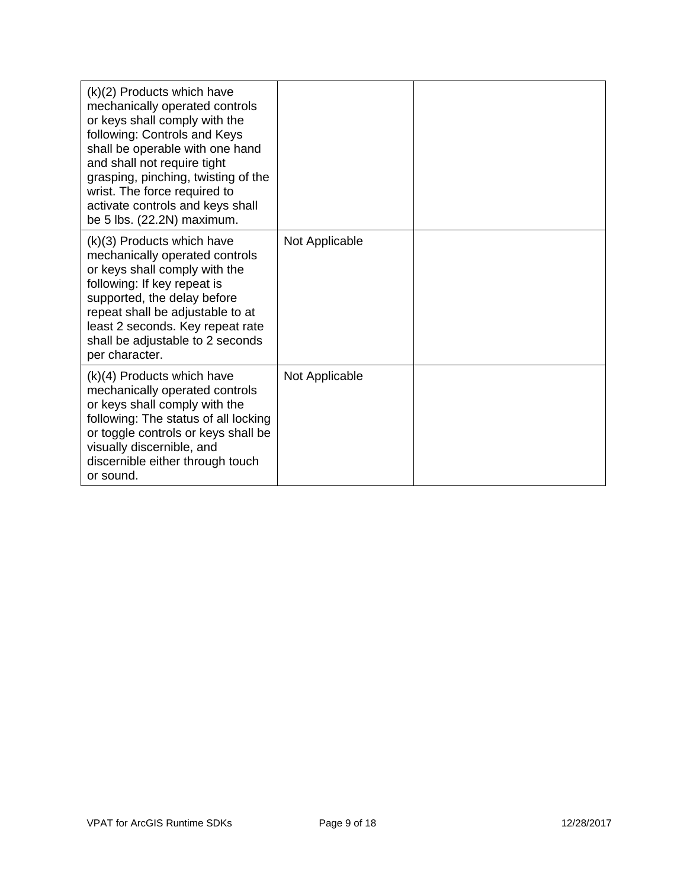| (k)(2) Products which have mechanically operated controls or keys shall comply with the following: Controls and Keys shall be operable with one hand and shall not require tight grasping, pinching, twisting of the wrist. The force required to activate controls and keys shall be 5 lbs. (22.2N) maximum. | | |
|---|---|---|
| (k)(3) Products which have mechanically operated controls or keys shall comply with the following: If key repeat is supported, the delay before repeat shall be adjustable to at least 2 seconds. Key repeat rate shall be adjustable to 2 seconds per character. | Not Applicable | |
| (k)(4) Products which have mechanically operated controls or keys shall comply with the following: The status of all locking or toggle controls or keys shall be visually discernible, and discernible either through touch or sound. | Not Applicable | |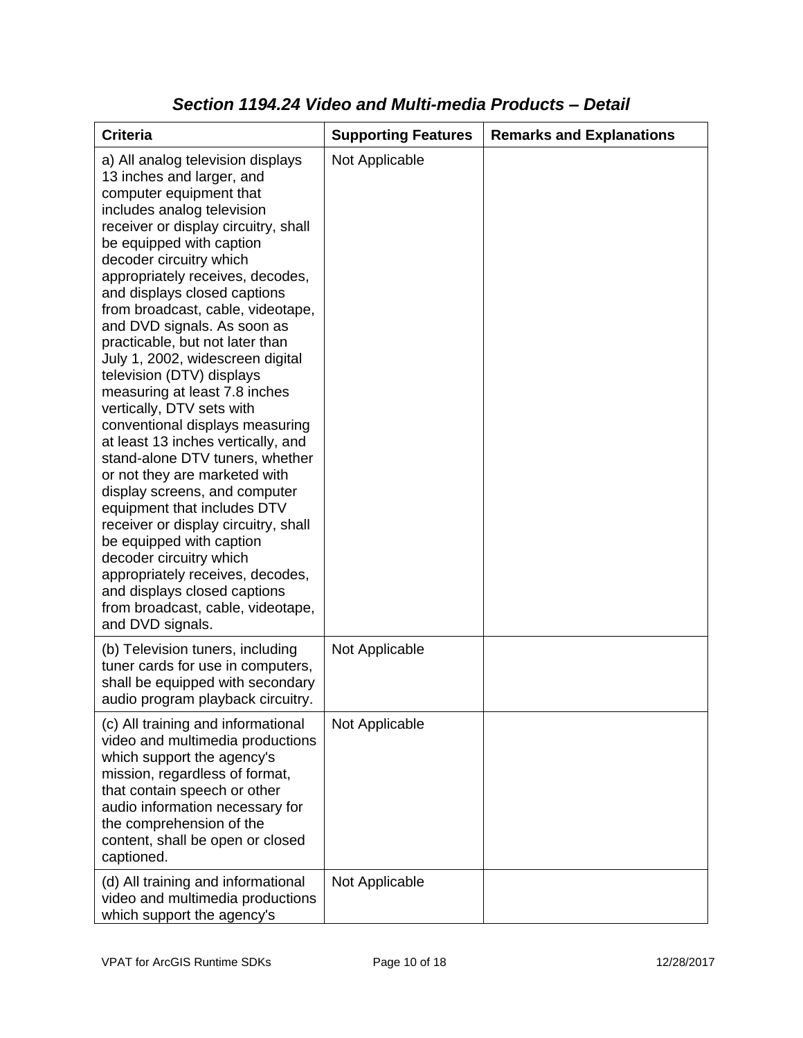## *Section 1194.24 Video and Multi-media Products – Detail*

| Criteria | Supporting Features | Remarks and Explanations |
|---|---|---|
| a) All analog television displays 13 inches and larger, and computer equipment that includes analog television receiver or display circuitry, shall be equipped with caption decoder circuitry which appropriately receives, decodes, and displays closed captions from broadcast, cable, videotape, and DVD signals. As soon as practicable, but not later than July 1, 2002, widescreen digital television (DTV) displays measuring at least 7.8 inches vertically, DTV sets with conventional displays measuring at least 13 inches vertically, and stand-alone DTV tuners, whether or not they are marketed with display screens, and computer equipment that includes DTV receiver or display circuitry, shall be equipped with caption decoder circuitry which appropriately receives, decodes, and displays closed captions from broadcast, cable, videotape, and DVD signals. | Not Applicable | |
| (b) Television tuners, including tuner cards for use in computers, shall be equipped with secondary audio program playback circuitry. | Not Applicable | |
| (c) All training and informational video and multimedia productions which support the agency's mission, regardless of format, that contain speech or other audio information necessary for the comprehension of the content, shall be open or closed captioned. | Not Applicable | |
| (d) All training and informational video and multimedia productions which support the agency's | Not Applicable | |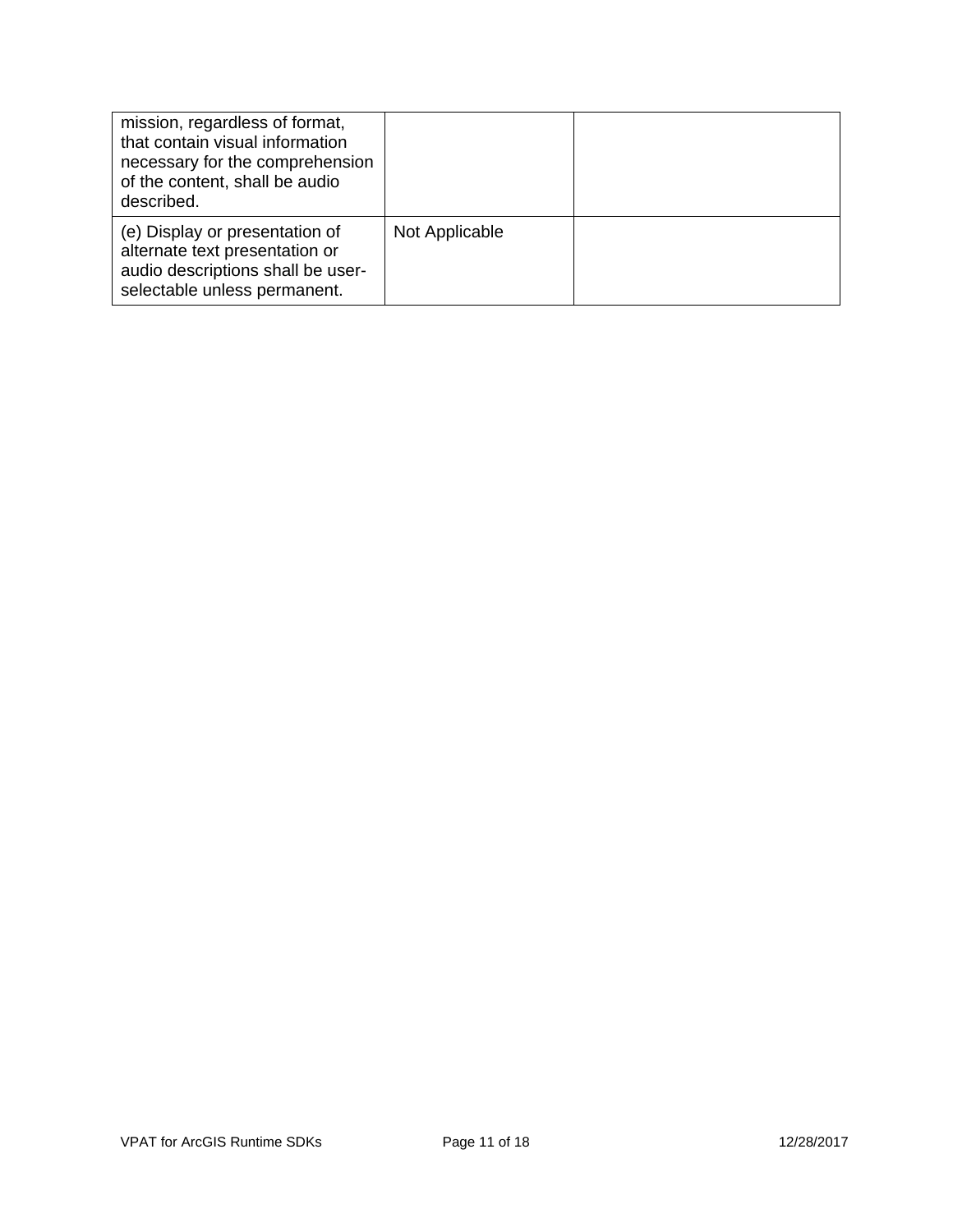| | | |
|---|---|---|
| mission, regardless of format, that contain visual information necessary for the comprehension of the content, shall be audio described. | | |
| (e) Display or presentation of alternate text presentation or audio descriptions shall be user-selectable unless permanent. | Not Applicable | |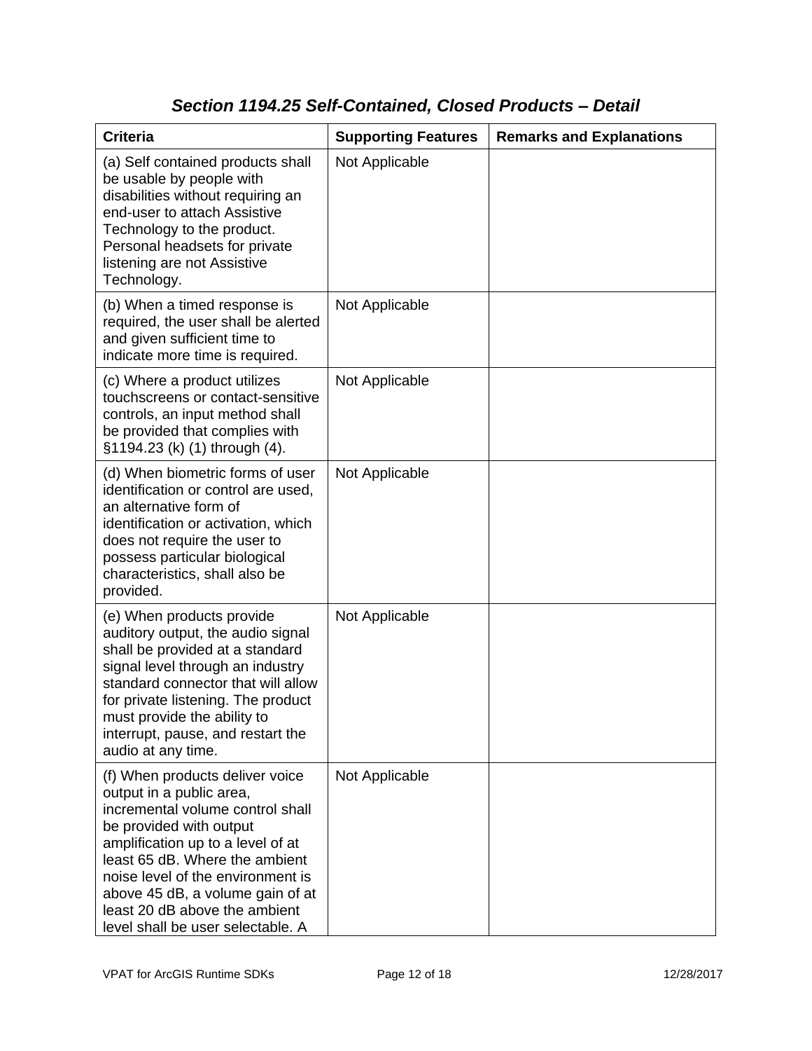## *Section 1194.25 Self-Contained, Closed Products – Detail*

| Criteria | Supporting Features | Remarks and Explanations |
|---|---|---|
| (a) Self contained products shall be usable by people with disabilities without requiring an end-user to attach Assistive Technology to the product. Personal headsets for private listening are not Assistive Technology. | Not Applicable | |
| (b) When a timed response is required, the user shall be alerted and given sufficient time to indicate more time is required. | Not Applicable | |
| (c) Where a product utilizes touchscreens or contact-sensitive controls, an input method shall be provided that complies with §1194.23 (k) (1) through (4). | Not Applicable | |
| (d) When biometric forms of user identification or control are used, an alternative form of identification or activation, which does not require the user to possess particular biological characteristics, shall also be provided. | Not Applicable | |
| (e) When products provide auditory output, the audio signal shall be provided at a standard signal level through an industry standard connector that will allow for private listening. The product must provide the ability to interrupt, pause, and restart the audio at any time. | Not Applicable | |
| (f) When products deliver voice output in a public area, incremental volume control shall be provided with output amplification up to a level of at least 65 dB. Where the ambient noise level of the environment is above 45 dB, a volume gain of at least 20 dB above the ambient level shall be user selectable. A | Not Applicable | |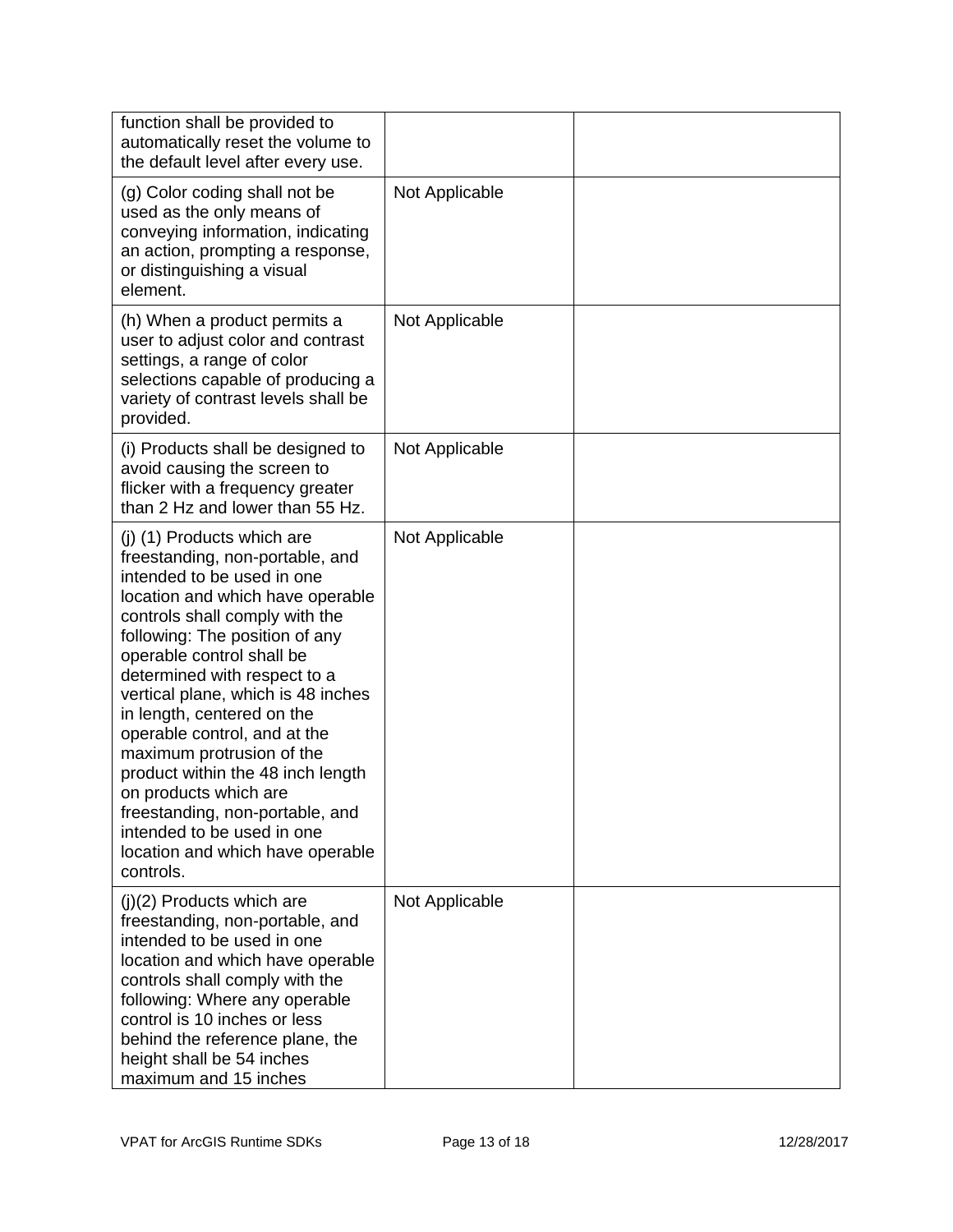| | | |
|---|---|---|
| function shall be provided to automatically reset the volume to the default level after every use. | | |
| (g) Color coding shall not be used as the only means of conveying information, indicating an action, prompting a response, or distinguishing a visual element. | Not Applicable | |
| (h) When a product permits a user to adjust color and contrast settings, a range of color selections capable of producing a variety of contrast levels shall be provided. | Not Applicable | |
| (i) Products shall be designed to avoid causing the screen to flicker with a frequency greater than 2 Hz and lower than 55 Hz. | Not Applicable | |
| (j) (1) Products which are freestanding, non-portable, and intended to be used in one location and which have operable controls shall comply with the following: The position of any operable control shall be determined with respect to a vertical plane, which is 48 inches in length, centered on the operable control, and at the maximum protrusion of the product within the 48 inch length on products which are freestanding, non-portable, and intended to be used in one location and which have operable controls. | Not Applicable | |
| (j)(2) Products which are freestanding, non-portable, and intended to be used in one location and which have operable controls shall comply with the following: Where any operable control is 10 inches or less behind the reference plane, the height shall be 54 inches maximum and 15 inches | Not Applicable | |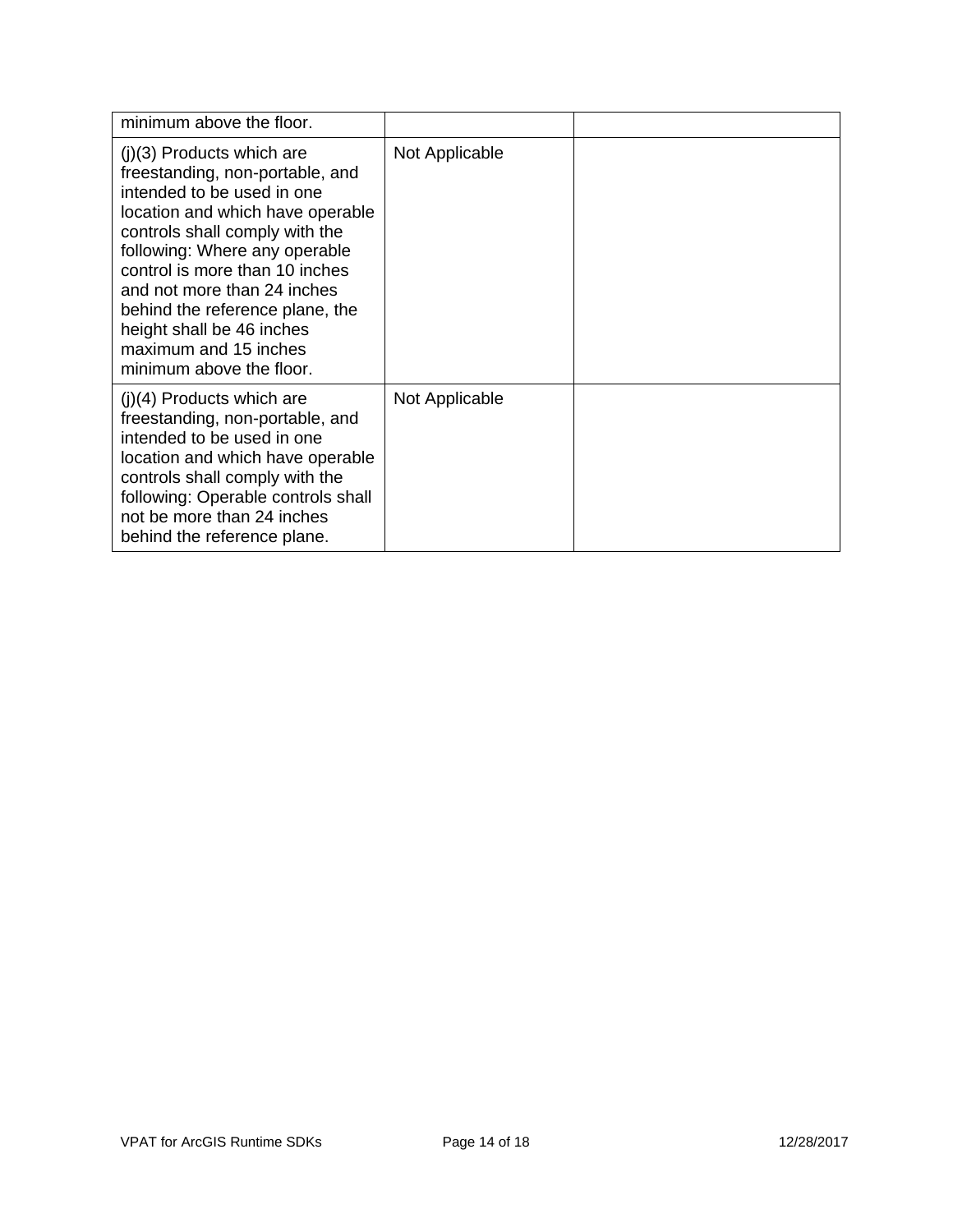| | | |
|---|---|---|
| minimum above the floor. | | |
| (j)(3) Products which are freestanding, non-portable, and intended to be used in one location and which have operable controls shall comply with the following: Where any operable control is more than 10 inches and not more than 24 inches behind the reference plane, the height shall be 46 inches maximum and 15 inches minimum above the floor. | Not Applicable | |
| (j)(4) Products which are freestanding, non-portable, and intended to be used in one location and which have operable controls shall comply with the following: Operable controls shall not be more than 24 inches behind the reference plane. | Not Applicable | |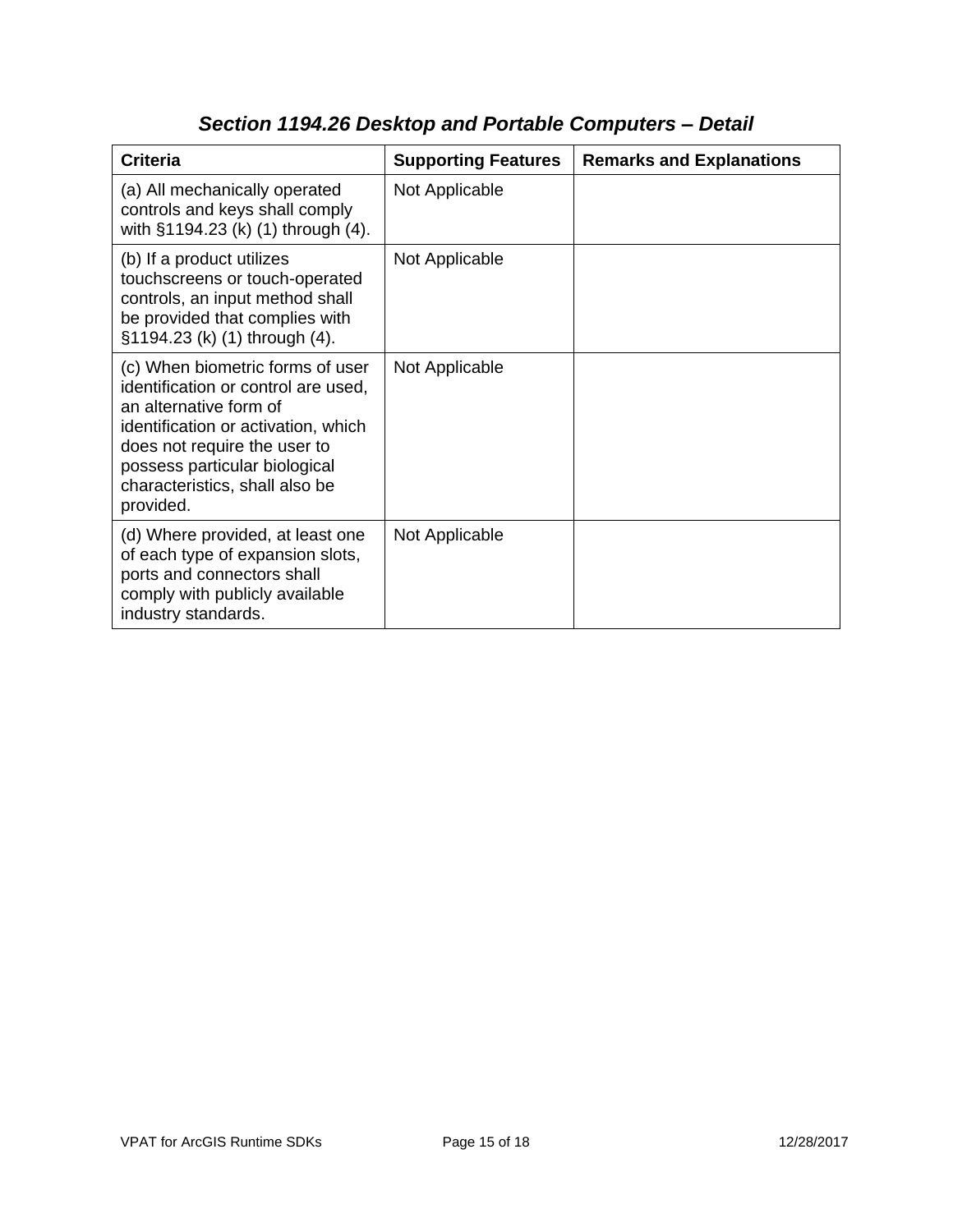## *Section 1194.26 Desktop and Portable Computers – Detail*

| Criteria | Supporting Features | Remarks and Explanations |
| --- | --- | --- |
| (a) All mechanically operated controls and keys shall comply with §1194.23 (k) (1) through (4). | Not Applicable | |
| (b) If a product utilizes touchscreens or touch-operated controls, an input method shall be provided that complies with §1194.23 (k) (1) through (4). | Not Applicable | |
| (c) When biometric forms of user identification or control are used, an alternative form of identification or activation, which does not require the user to possess particular biological characteristics, shall also be provided. | Not Applicable | |
| (d) Where provided, at least one of each type of expansion slots, ports and connectors shall comply with publicly available industry standards. | Not Applicable | |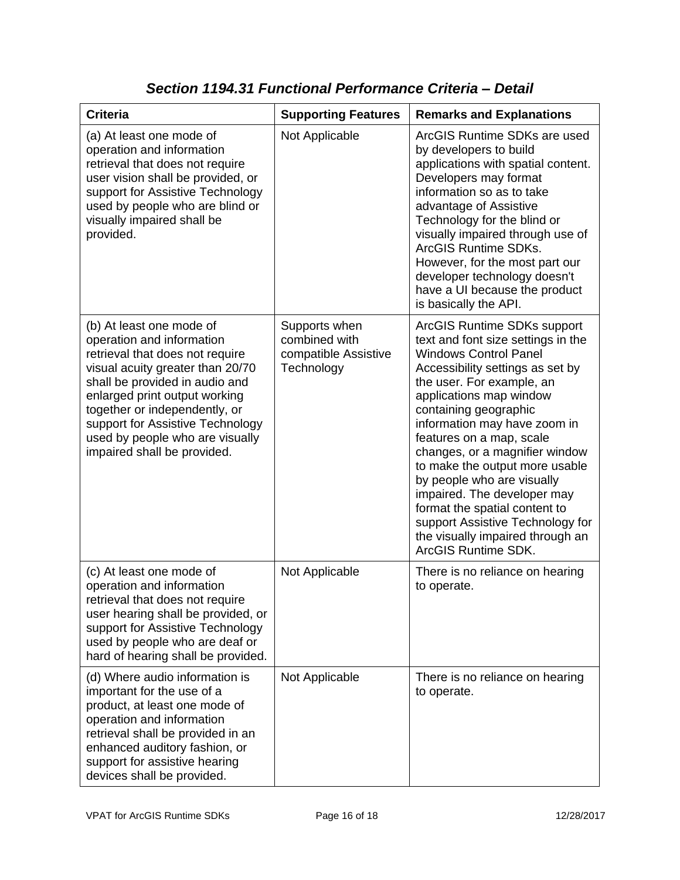## *Section 1194.31 Functional Performance Criteria – Detail*

| Criteria | Supporting Features | Remarks and Explanations |
|---|---|---|
| (a) At least one mode of operation and information retrieval that does not require user vision shall be provided, or support for Assistive Technology used by people who are blind or visually impaired shall be provided. | Not Applicable | ArcGIS Runtime SDKs are used by developers to build applications with spatial content. Developers may format information so as to take advantage of Assistive Technology for the blind or visually impaired through use of ArcGIS Runtime SDKs. However, for the most part our developer technology doesn't have a UI because the product is basically the API. |
| (b) At least one mode of operation and information retrieval that does not require visual acuity greater than 20/70 shall be provided in audio and enlarged print output working together or independently, or support for Assistive Technology used by people who are visually impaired shall be provided. | Supports when combined with compatible Assistive Technology | ArcGIS Runtime SDKs support text and font size settings in the Windows Control Panel Accessibility settings as set by the user. For example, an applications map window containing geographic information may have zoom in features on a map, scale changes, or a magnifier window to make the output more usable by people who are visually impaired. The developer may format the spatial content to support Assistive Technology for the visually impaired through an ArcGIS Runtime SDK. |
| (c) At least one mode of operation and information retrieval that does not require user hearing shall be provided, or support for Assistive Technology used by people who are deaf or hard of hearing shall be provided. | Not Applicable | There is no reliance on hearing to operate. |
| (d) Where audio information is important for the use of a product, at least one mode of operation and information retrieval shall be provided in an enhanced auditory fashion, or support for assistive hearing devices shall be provided. | Not Applicable | There is no reliance on hearing to operate. |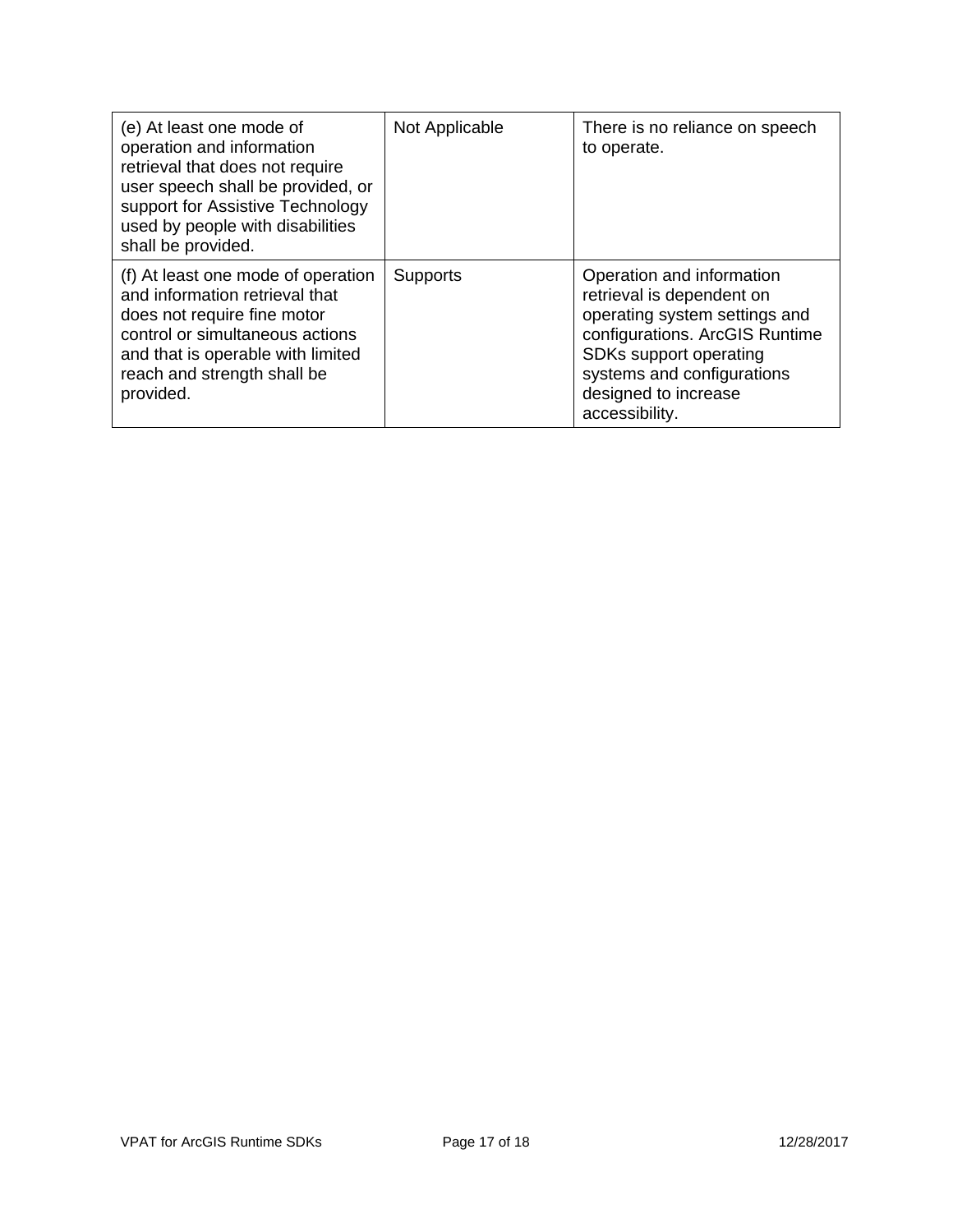| (e) At least one mode of operation and information retrieval that does not require user speech shall be provided, or support for Assistive Technology used by people with disabilities shall be provided. | Not Applicable | There is no reliance on speech to operate. |
|---|---|---|
| (f) At least one mode of operation and information retrieval that does not require fine motor control or simultaneous actions and that is operable with limited reach and strength shall be provided. | Supports | Operation and information retrieval is dependent on operating system settings and configurations. ArcGIS Runtime SDKs support operating systems and configurations designed to increase accessibility. |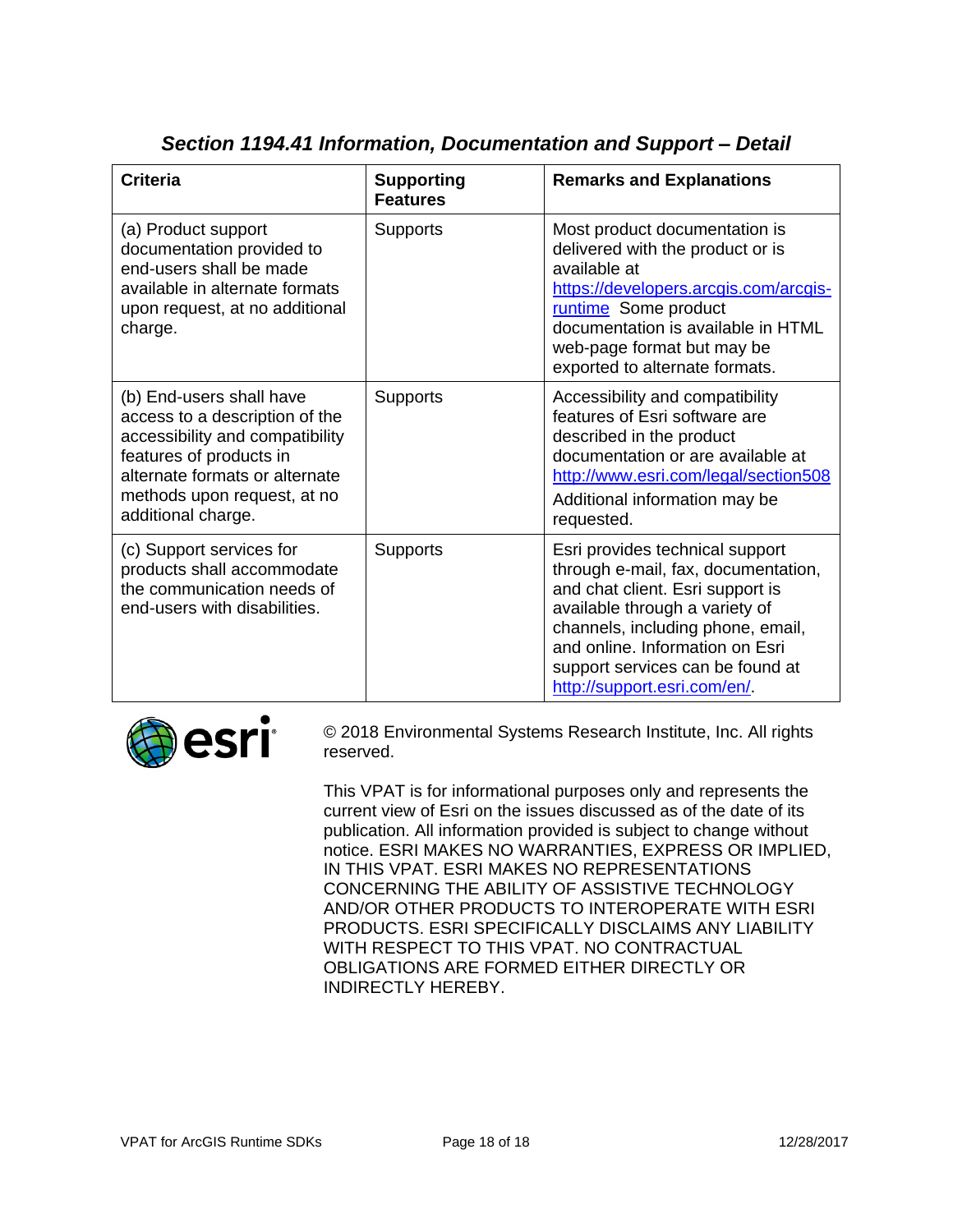### *Section 1194.41 Information, Documentation and Support – Detail*

| Criteria | Supporting Features | Remarks and Explanations |
|---|---|---|
| (a) Product support documentation provided to end-users shall be made available in alternate formats upon request, at no additional charge. | Supports | Most product documentation is delivered with the product or is available at https://developers.arcgis.com/arcgis-runtime Some product documentation is available in HTML web-page format but may be exported to alternate formats. |
| (b) End-users shall have access to a description of the accessibility and compatibility features of products in alternate formats or alternate methods upon request, at no additional charge. | Supports | Accessibility and compatibility features of Esri software are described in the product documentation or are available at http://www.esri.com/legal/section508 Additional information may be requested. |
| (c) Support services for products shall accommodate the communication needs of end-users with disabilities. | Supports | Esri provides technical support through e-mail, fax, documentation, and chat client. Esri support is available through a variety of channels, including phone, email, and online. Information on Esri support services can be found at http://support.esri.com/en/. |

esri

© 2018 Environmental Systems Research Institute, Inc. All rights reserved.

This VPAT is for informational purposes only and represents the current view of Esri on the issues discussed as of the date of its publication. All information provided is subject to change without notice. ESRI MAKES NO WARRANTIES, EXPRESS OR IMPLIED, IN THIS VPAT. ESRI MAKES NO REPRESENTATIONS CONCERNING THE ABILITY OF ASSISTIVE TECHNOLOGY AND/OR OTHER PRODUCTS TO INTEROPERATE WITH ESRI PRODUCTS. ESRI SPECIFICALLY DISCLAIMS ANY LIABILITY WITH RESPECT TO THIS VPAT. NO CONTRACTUAL OBLIGATIONS ARE FORMED EITHER DIRECTLY OR INDIRECTLY HEREBY.